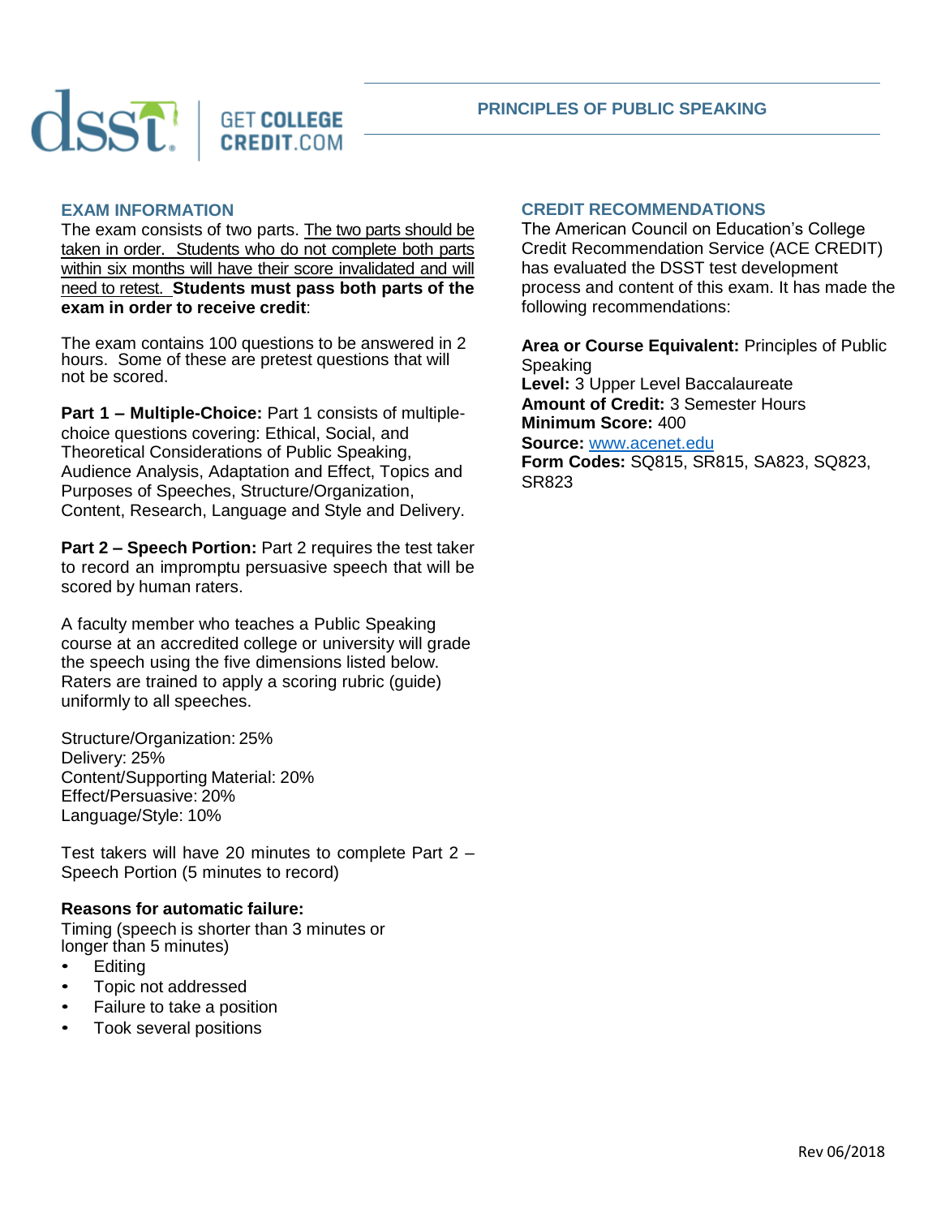dsst | GET COLLEGE CREDIT.COM

# PRINCIPLES OF PUBLIC SPEAKING

## EXAM INFORMATION

The exam consists of two parts. The two parts should be taken in order. Students who do not complete both parts within six months will have their score invalidated and will need to retest. **Students must pass both parts of the exam in order to receive credit**:

The exam contains 100 questions to be answered in 2 hours. Some of these are pretest questions that will not be scored.

**Part 1 – Multiple-Choice:** Part 1 consists of multiple-choice questions covering: Ethical, Social, and Theoretical Considerations of Public Speaking, Audience Analysis, Adaptation and Effect, Topics and Purposes of Speeches, Structure/Organization, Content, Research, Language and Style and Delivery.

**Part 2 – Speech Portion:** Part 2 requires the test taker to record an impromptu persuasive speech that will be scored by human raters.

A faculty member who teaches a Public Speaking course at an accredited college or university will grade the speech using the five dimensions listed below. Raters are trained to apply a scoring rubric (guide) uniformly to all speeches.

Structure/Organization: 25%
Delivery: 25%
Content/Supporting Material: 20%
Effect/Persuasive: 20%
Language/Style: 10%

Test takers will have 20 minutes to complete Part 2 – Speech Portion (5 minutes to record)

**Reasons for automatic failure:**

Timing (speech is shorter than 3 minutes or longer than 5 minutes)

- Editing
- Topic not addressed
- Failure to take a position
- Took several positions

## CREDIT RECOMMENDATIONS

The American Council on Education's College Credit Recommendation Service (ACE CREDIT) has evaluated the DSST test development process and content of this exam. It has made the following recommendations:

**Area or Course Equivalent:** Principles of Public Speaking
**Level:** 3 Upper Level Baccalaureate
**Amount of Credit:** 3 Semester Hours
**Minimum Score:** 400
**Source:** www.acenet.edu
**Form Codes:** SQ815, SR815, SA823, SQ823, SR823

Rev 06/2018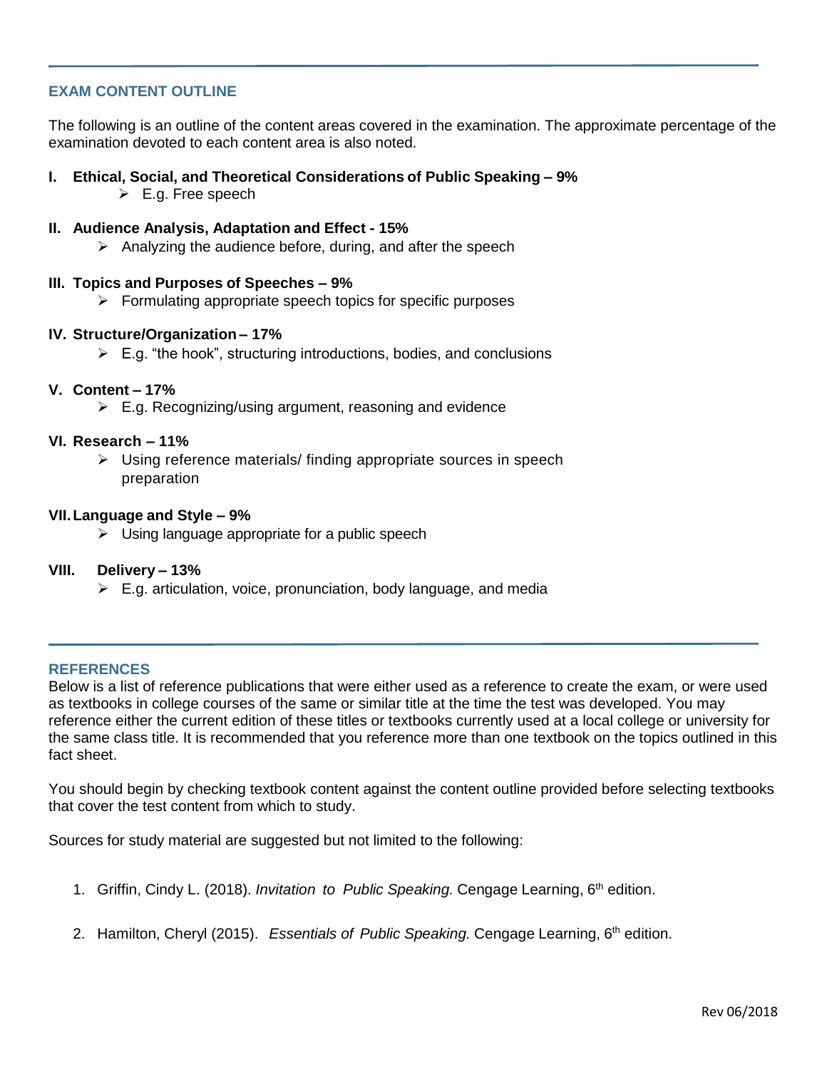## EXAM CONTENT OUTLINE

The following is an outline of the content areas covered in the examination. The approximate percentage of the examination devoted to each content area is also noted.

**I. Ethical, Social, and Theoretical Considerations of Public Speaking – 9%**
- E.g. Free speech

**II. Audience Analysis, Adaptation and Effect - 15%**
- Analyzing the audience before, during, and after the speech

**III. Topics and Purposes of Speeches – 9%**
- Formulating appropriate speech topics for specific purposes

**IV. Structure/Organization – 17%**
- E.g. "the hook", structuring introductions, bodies, and conclusions

**V. Content – 17%**
- E.g. Recognizing/using argument, reasoning and evidence

**VI. Research – 11%**
- Using reference materials/ finding appropriate sources in speech preparation

**VII. Language and Style – 9%**
- Using language appropriate for a public speech

**VIII. Delivery – 13%**
- E.g. articulation, voice, pronunciation, body language, and media

## REFERENCES

Below is a list of reference publications that were either used as a reference to create the exam, or were used as textbooks in college courses of the same or similar title at the time the test was developed. You may reference either the current edition of these titles or textbooks currently used at a local college or university for the same class title. It is recommended that you reference more than one textbook on the topics outlined in this fact sheet.

You should begin by checking textbook content against the content outline provided before selecting textbooks that cover the test content from which to study.

Sources for study material are suggested but not limited to the following:

1. Griffin, Cindy L. (2018). *Invitation to Public Speaking.* Cengage Learning, 6th edition.
2. Hamilton, Cheryl (2015). *Essentials of Public Speaking.* Cengage Learning, 6th edition.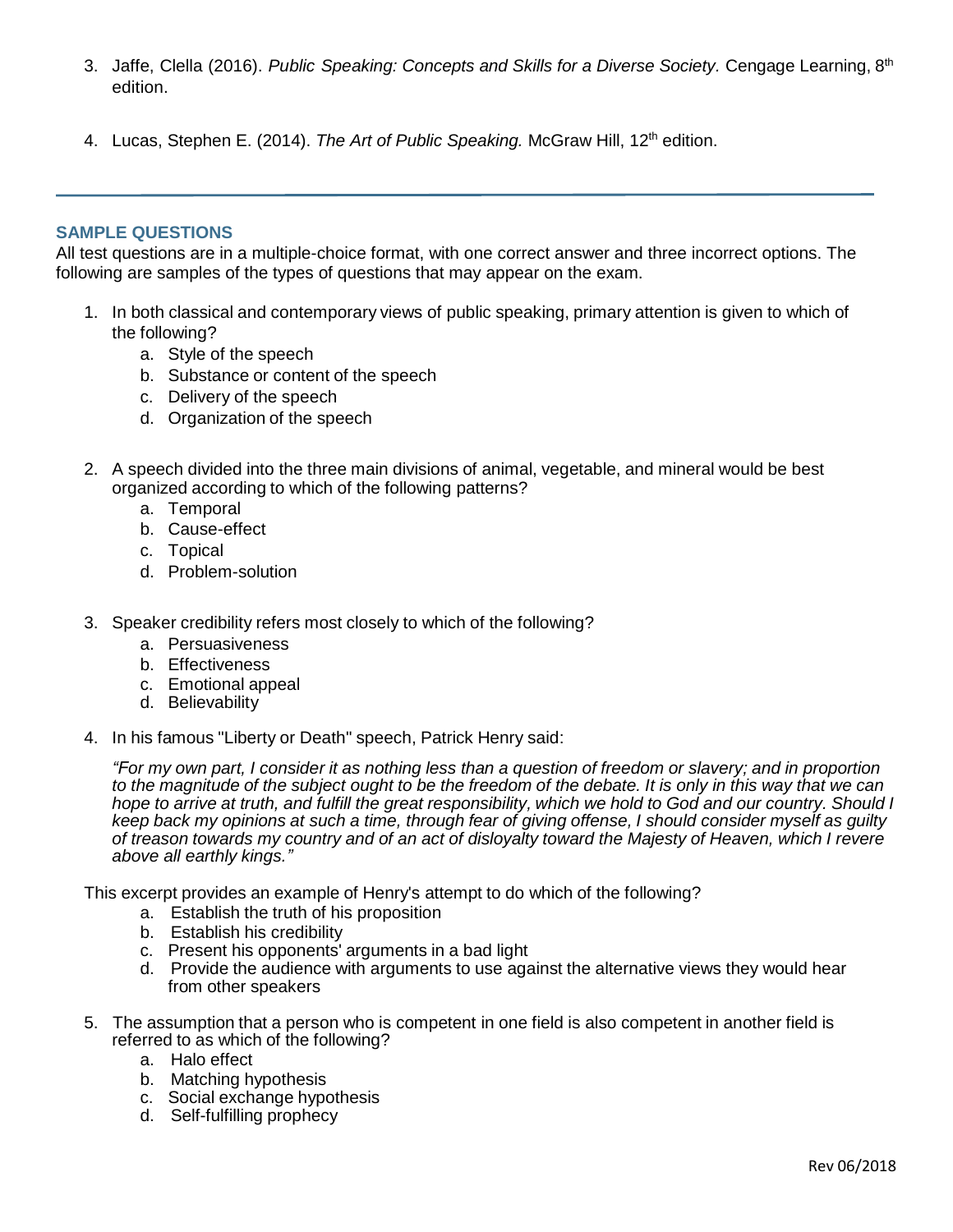3. Jaffe, Clella (2016). *Public Speaking: Concepts and Skills for a Diverse Society.* Cengage Learning, 8th edition.

4. Lucas, Stephen E. (2014). *The Art of Public Speaking.* McGraw Hill, 12th edition.

---

## SAMPLE QUESTIONS

All test questions are in a multiple-choice format, with one correct answer and three incorrect options. The following are samples of the types of questions that may appear on the exam.

1. In both classical and contemporary views of public speaking, primary attention is given to which of the following?
   a. Style of the speech
   b. Substance or content of the speech
   c. Delivery of the speech
   d. Organization of the speech

2. A speech divided into the three main divisions of animal, vegetable, and mineral would be best organized according to which of the following patterns?
   a. Temporal
   b. Cause-effect
   c. Topical
   d. Problem-solution

3. Speaker credibility refers most closely to which of the following?
   a. Persuasiveness
   b. Effectiveness
   c. Emotional appeal
   d. Believability

4. In his famous "Liberty or Death" speech, Patrick Henry said:

   *"For my own part, I consider it as nothing less than a question of freedom or slavery; and in proportion to the magnitude of the subject ought to be the freedom of the debate. It is only in this way that we can hope to arrive at truth, and fulfill the great responsibility, which we hold to God and our country. Should I keep back my opinions at such a time, through fear of giving offense, I should consider myself as guilty of treason towards my country and of an act of disloyalty toward the Majesty of Heaven, which I revere above all earthly kings."*

   This excerpt provides an example of Henry's attempt to do which of the following?
   a. Establish the truth of his proposition
   b. Establish his credibility
   c. Present his opponents' arguments in a bad light
   d. Provide the audience with arguments to use against the alternative views they would hear from other speakers

5. The assumption that a person who is competent in one field is also competent in another field is referred to as which of the following?
   a. Halo effect
   b. Matching hypothesis
   c. Social exchange hypothesis
   d. Self-fulfilling prophecy

Rev 06/2018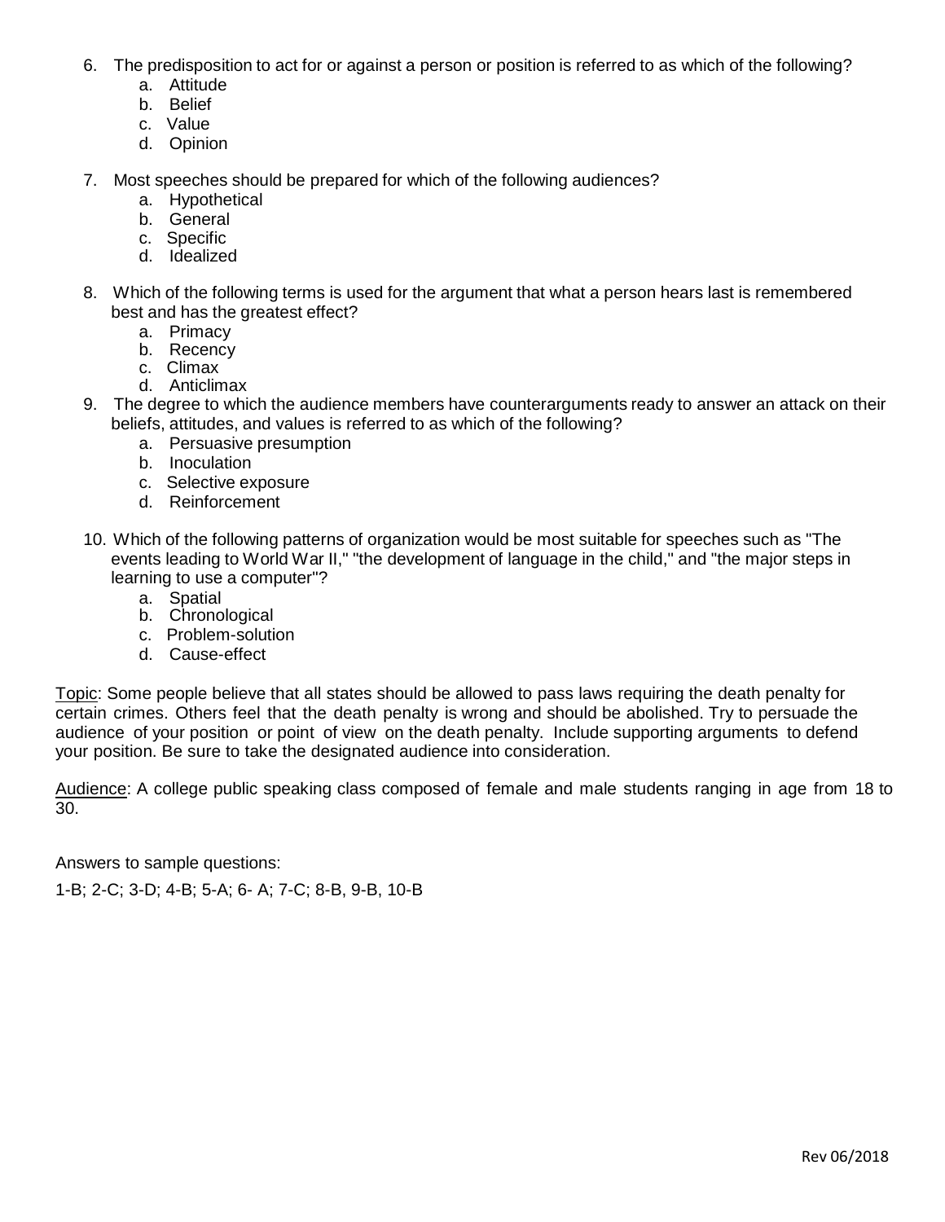6. The predisposition to act for or against a person or position is referred to as which of the following?
    a. Attitude
    b. Belief
    c. Value
    d. Opinion

7. Most speeches should be prepared for which of the following audiences?
    a. Hypothetical
    b. General
    c. Specific
    d. Idealized

8. Which of the following terms is used for the argument that what a person hears last is remembered best and has the greatest effect?
    a. Primacy
    b. Recency
    c. Climax
    d. Anticlimax

9. The degree to which the audience members have counterarguments ready to answer an attack on their beliefs, attitudes, and values is referred to as which of the following?
    a. Persuasive presumption
    b. Inoculation
    c. Selective exposure
    d. Reinforcement

10. Which of the following patterns of organization would be most suitable for speeches such as "The events leading to World War II," "the development of language in the child," and "the major steps in learning to use a computer"?
    a. Spatial
    b. Chronological
    c. Problem-solution
    d. Cause-effect

<u>Topic</u>: Some people believe that all states should be allowed to pass laws requiring the death penalty for certain crimes. Others feel that the death penalty is wrong and should be abolished. Try to persuade the audience of your position or point of view on the death penalty. Include supporting arguments to defend your position. Be sure to take the designated audience into consideration.

<u>Audience</u>: A college public speaking class composed of female and male students ranging in age from 18 to 30.

Answers to sample questions:

1-B; 2-C; 3-D; 4-B; 5-A; 6- A; 7-C; 8-B, 9-B, 10-B

Rev 06/2018